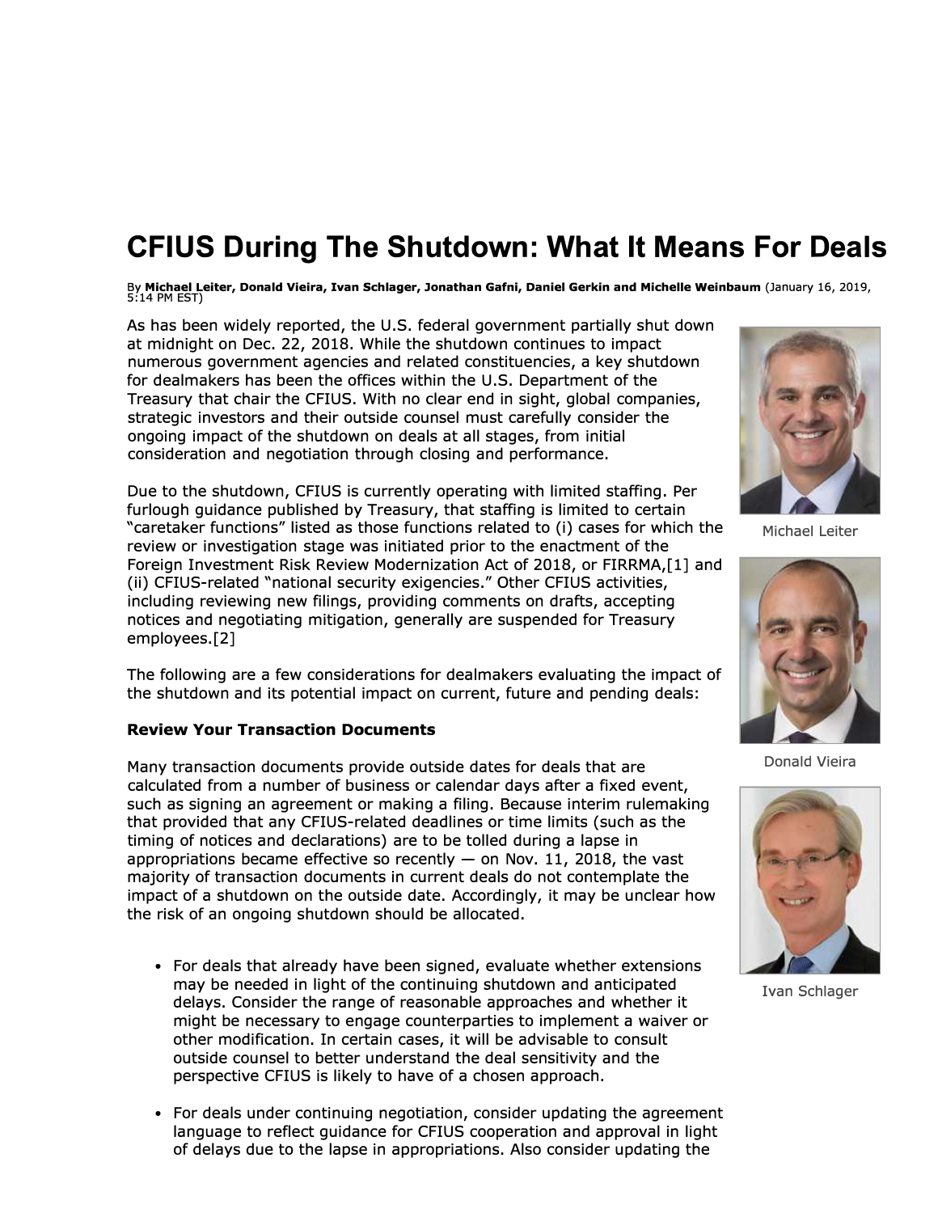# CFIUS During The Shutdown: What It Means For Deals

By **Michael Leiter, Donald Vieira, Ivan Schlager, Jonathan Gafni, Daniel Gerkin and Michelle Weinbaum** (January 16, 2019, 5:14 PM EST)

As has been widely reported, the U.S. federal government partially shut down at midnight on Dec. 22, 2018. While the shutdown continues to impact numerous government agencies and related constituencies, a key shutdown for dealmakers has been the offices within the U.S. Department of the Treasury that chair the CFIUS. With no clear end in sight, global companies, strategic investors and their outside counsel must carefully consider the ongoing impact of the shutdown on deals at all stages, from initial consideration and negotiation through closing and performance.

Michael Leiter

Donald Vieira

Ivan Schlager

Due to the shutdown, CFIUS is currently operating with limited staffing. Per furlough guidance published by Treasury, that staffing is limited to certain "caretaker functions" listed as those functions related to (i) cases for which the review or investigation stage was initiated prior to the enactment of the Foreign Investment Risk Review Modernization Act of 2018, or FIRRMA,[1] and (ii) CFIUS-related "national security exigencies." Other CFIUS activities, including reviewing new filings, providing comments on drafts, accepting notices and negotiating mitigation, generally are suspended for Treasury employees.[2]

The following are a few considerations for dealmakers evaluating the impact of the shutdown and its potential impact on current, future and pending deals:

**Review Your Transaction Documents**

Many transaction documents provide outside dates for deals that are calculated from a number of business or calendar days after a fixed event, such as signing an agreement or making a filing. Because interim rulemaking that provided that any CFIUS-related deadlines or time limits (such as the timing of notices and declarations) are to be tolled during a lapse in appropriations became effective so recently — on Nov. 11, 2018, the vast majority of transaction documents in current deals do not contemplate the impact of a shutdown on the outside date. Accordingly, it may be unclear how the risk of an ongoing shutdown should be allocated.

- For deals that already have been signed, evaluate whether extensions may be needed in light of the continuing shutdown and anticipated delays. Consider the range of reasonable approaches and whether it might be necessary to engage counterparties to implement a waiver or other modification. In certain cases, it will be advisable to consult outside counsel to better understand the deal sensitivity and the perspective CFIUS is likely to have of a chosen approach.

- For deals under continuing negotiation, consider updating the agreement language to reflect guidance for CFIUS cooperation and approval in light of delays due to the lapse in appropriations. Also consider updating the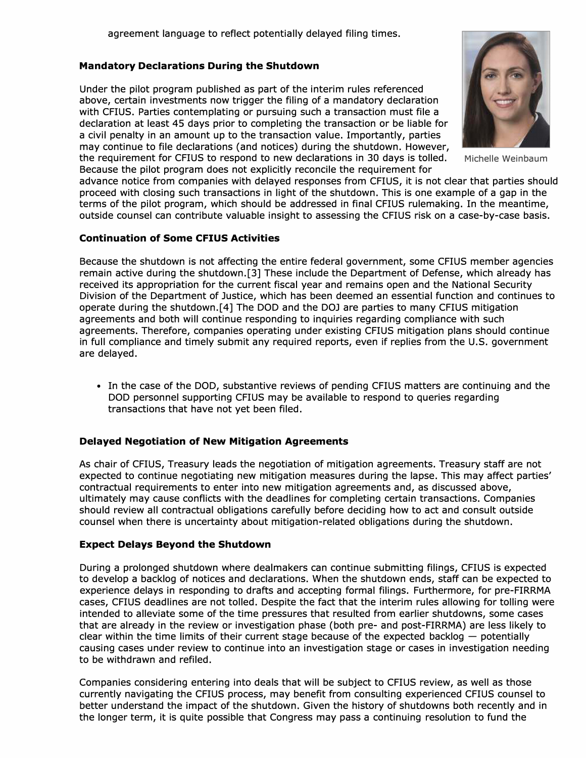agreement language to reflect potentially delayed filing times.

**Mandatory Declarations During the Shutdown**

Under the pilot program published as part of the interim rules referenced above, certain investments now trigger the filing of a mandatory declaration with CFIUS. Parties contemplating or pursuing such a transaction must file a declaration at least 45 days prior to completing the transaction or be liable for a civil penalty in an amount up to the transaction value. Importantly, parties may continue to file declarations (and notices) during the shutdown. However, the requirement for CFIUS to respond to new declarations in 30 days is tolled. Because the pilot program does not explicitly reconcile the requirement for advance notice from companies with delayed responses from CFIUS, it is not clear that parties should proceed with closing such transactions in light of the shutdown. This is one example of a gap in the terms of the pilot program, which should be addressed in final CFIUS rulemaking. In the meantime, outside counsel can contribute valuable insight to assessing the CFIUS risk on a case-by-case basis.

Michelle Weinbaum

**Continuation of Some CFIUS Activities**

Because the shutdown is not affecting the entire federal government, some CFIUS member agencies remain active during the shutdown.[3] These include the Department of Defense, which already has received its appropriation for the current fiscal year and remains open and the National Security Division of the Department of Justice, which has been deemed an essential function and continues to operate during the shutdown.[4] The DOD and the DOJ are parties to many CFIUS mitigation agreements and both will continue responding to inquiries regarding compliance with such agreements. Therefore, companies operating under existing CFIUS mitigation plans should continue in full compliance and timely submit any required reports, even if replies from the U.S. government are delayed.

- In the case of the DOD, substantive reviews of pending CFIUS matters are continuing and the DOD personnel supporting CFIUS may be available to respond to queries regarding transactions that have not yet been filed.

**Delayed Negotiation of New Mitigation Agreements**

As chair of CFIUS, Treasury leads the negotiation of mitigation agreements. Treasury staff are not expected to continue negotiating new mitigation measures during the lapse. This may affect parties' contractual requirements to enter into new mitigation agreements and, as discussed above, ultimately may cause conflicts with the deadlines for completing certain transactions. Companies should review all contractual obligations carefully before deciding how to act and consult outside counsel when there is uncertainty about mitigation-related obligations during the shutdown.

**Expect Delays Beyond the Shutdown**

During a prolonged shutdown where dealmakers can continue submitting filings, CFIUS is expected to develop a backlog of notices and declarations. When the shutdown ends, staff can be expected to experience delays in responding to drafts and accepting formal filings. Furthermore, for pre-FIRRMA cases, CFIUS deadlines are not tolled. Despite the fact that the interim rules allowing for tolling were intended to alleviate some of the time pressures that resulted from earlier shutdowns, some cases that are already in the review or investigation phase (both pre- and post-FIRRMA) are less likely to clear within the time limits of their current stage because of the expected backlog — potentially causing cases under review to continue into an investigation stage or cases in investigation needing to be withdrawn and refiled.

Companies considering entering into deals that will be subject to CFIUS review, as well as those currently navigating the CFIUS process, may benefit from consulting experienced CFIUS counsel to better understand the impact of the shutdown. Given the history of shutdowns both recently and in the longer term, it is quite possible that Congress may pass a continuing resolution to fund the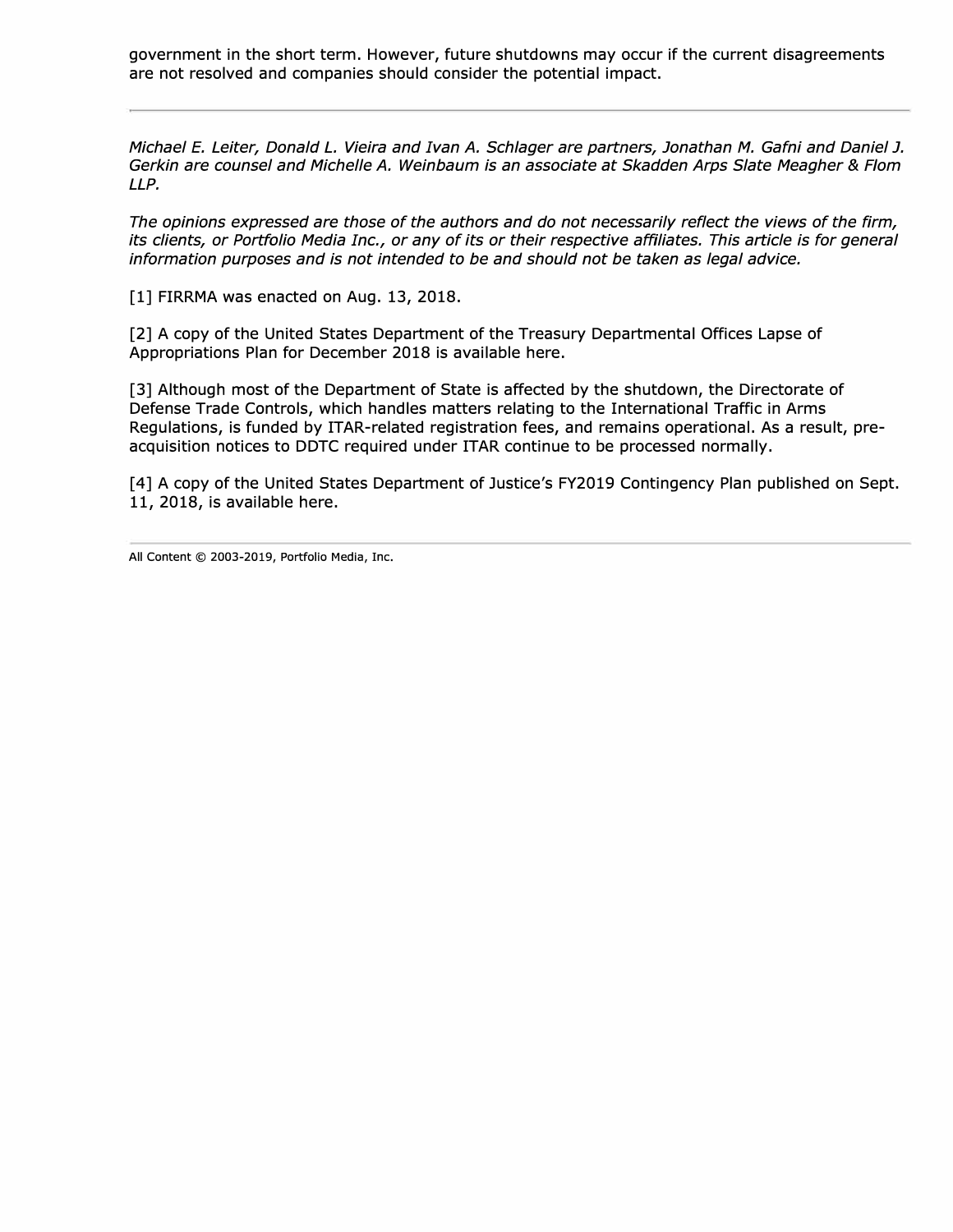government in the short term. However, future shutdowns may occur if the current disagreements are not resolved and companies should consider the potential impact.

---

*Michael E. Leiter, Donald L. Vieira and Ivan A. Schlager are partners, Jonathan M. Gafni and Daniel J. Gerkin are counsel and Michelle A. Weinbaum is an associate at Skadden Arps Slate Meagher & Flom LLP.*

*The opinions expressed are those of the authors and do not necessarily reflect the views of the firm, its clients, or Portfolio Media Inc., or any of its or their respective affiliates. This article is for general information purposes and is not intended to be and should not be taken as legal advice.*

[1] FIRRMA was enacted on Aug. 13, 2018.

[2] A copy of the United States Department of the Treasury Departmental Offices Lapse of Appropriations Plan for December 2018 is available here.

[3] Although most of the Department of State is affected by the shutdown, the Directorate of Defense Trade Controls, which handles matters relating to the International Traffic in Arms Regulations, is funded by ITAR-related registration fees, and remains operational. As a result, pre-acquisition notices to DDTC required under ITAR continue to be processed normally.

[4] A copy of the United States Department of Justice's FY2019 Contingency Plan published on Sept. 11, 2018, is available here.

---

All Content © 2003-2019, Portfolio Media, Inc.